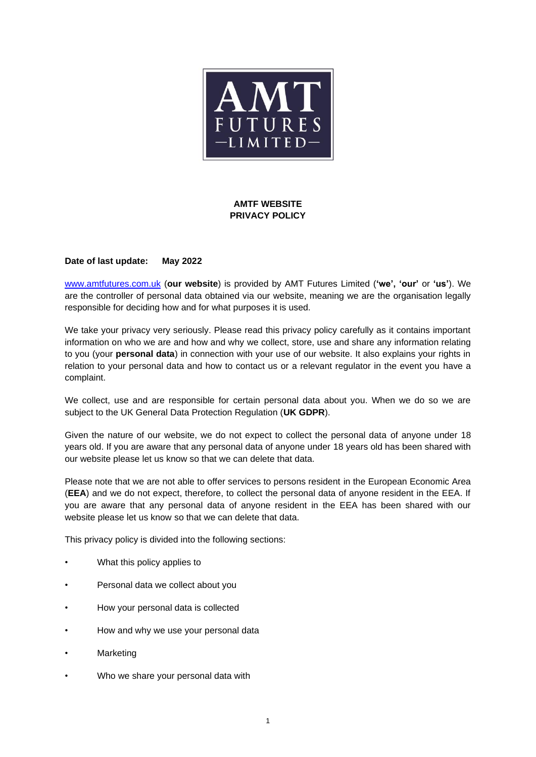AMT FUTURES —LIMITED—

# AMTF WEBSITE PRIVACY POLICY

**Date of last update: May 2022**

www.amtfutures.com.uk (**our website**) is provided by AMT Futures Limited (**'we', 'our'** or **'us'**). We are the controller of personal data obtained via our website, meaning we are the organisation legally responsible for deciding how and for what purposes it is used.

We take your privacy very seriously. Please read this privacy policy carefully as it contains important information on who we are and how and why we collect, store, use and share any information relating to you (your **personal data**) in connection with your use of our website. It also explains your rights in relation to your personal data and how to contact us or a relevant regulator in the event you have a complaint.

We collect, use and are responsible for certain personal data about you. When we do so we are subject to the UK General Data Protection Regulation (**UK GDPR**).

Given the nature of our website, we do not expect to collect the personal data of anyone under 18 years old. If you are aware that any personal data of anyone under 18 years old has been shared with our website please let us know so that we can delete that data.

Please note that we are not able to offer services to persons resident in the European Economic Area (**EEA**) and we do not expect, therefore, to collect the personal data of anyone resident in the EEA. If you are aware that any personal data of anyone resident in the EEA has been shared with our website please let us know so that we can delete that data.

This privacy policy is divided into the following sections:

- What this policy applies to
- Personal data we collect about you
- How your personal data is collected
- How and why we use your personal data
- Marketing
- Who we share your personal data with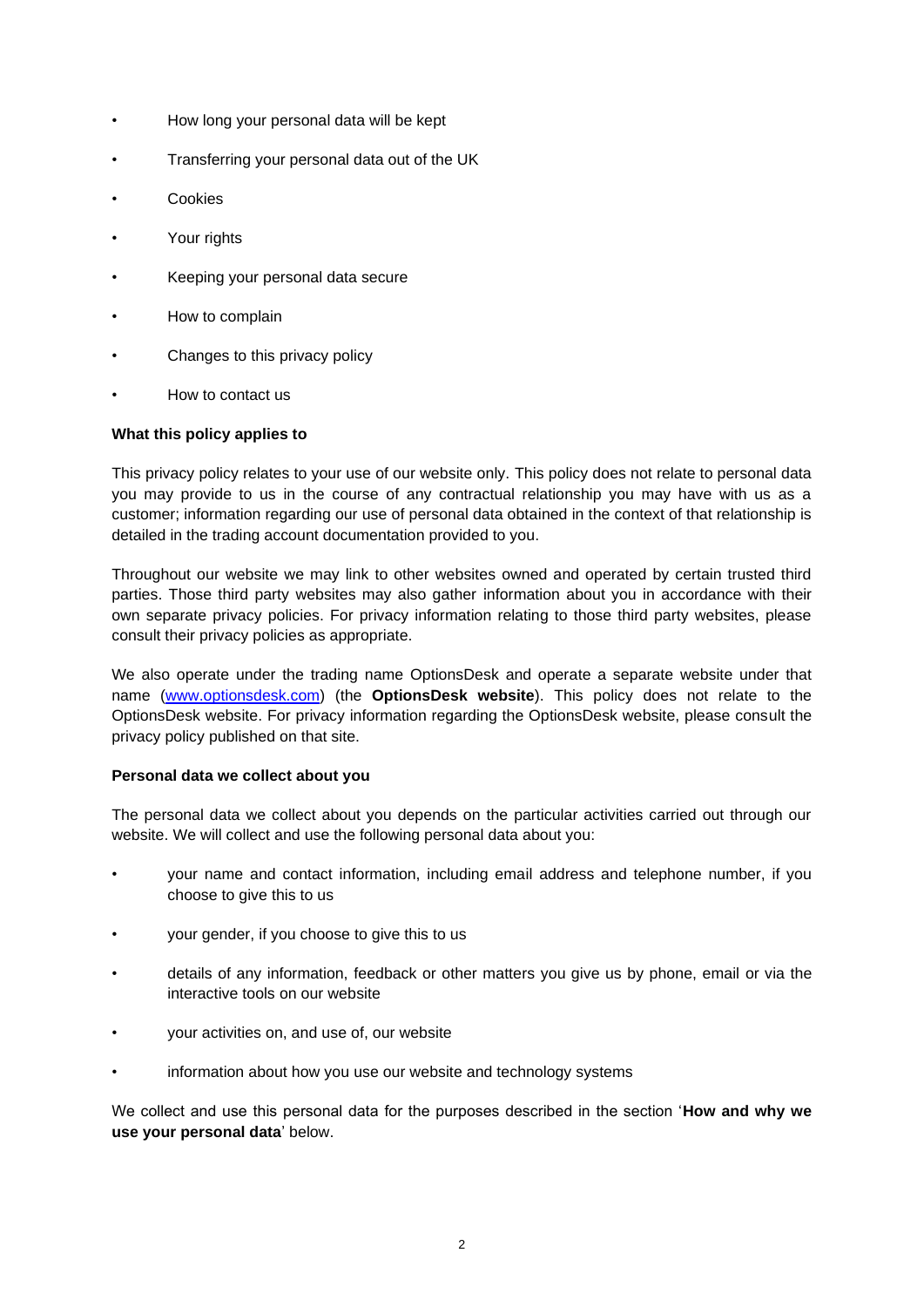- How long your personal data will be kept
- Transferring your personal data out of the UK
- Cookies
- Your rights
- Keeping your personal data secure
- How to complain
- Changes to this privacy policy
- How to contact us

**What this policy applies to**

This privacy policy relates to your use of our website only. This policy does not relate to personal data you may provide to us in the course of any contractual relationship you may have with us as a customer; information regarding our use of personal data obtained in the context of that relationship is detailed in the trading account documentation provided to you.

Throughout our website we may link to other websites owned and operated by certain trusted third parties. Those third party websites may also gather information about you in accordance with their own separate privacy policies. For privacy information relating to those third party websites, please consult their privacy policies as appropriate.

We also operate under the trading name OptionsDesk and operate a separate website under that name ([www.optionsdesk.com](http://www.optionsdesk.com)) (the **OptionsDesk website**). This policy does not relate to the OptionsDesk website. For privacy information regarding the OptionsDesk website, please consult the privacy policy published on that site.

**Personal data we collect about you**

The personal data we collect about you depends on the particular activities carried out through our website. We will collect and use the following personal data about you:

- your name and contact information, including email address and telephone number, if you choose to give this to us
- your gender, if you choose to give this to us
- details of any information, feedback or other matters you give us by phone, email or via the interactive tools on our website
- your activities on, and use of, our website
- information about how you use our website and technology systems

We collect and use this personal data for the purposes described in the section '**How and why we use your personal data**' below.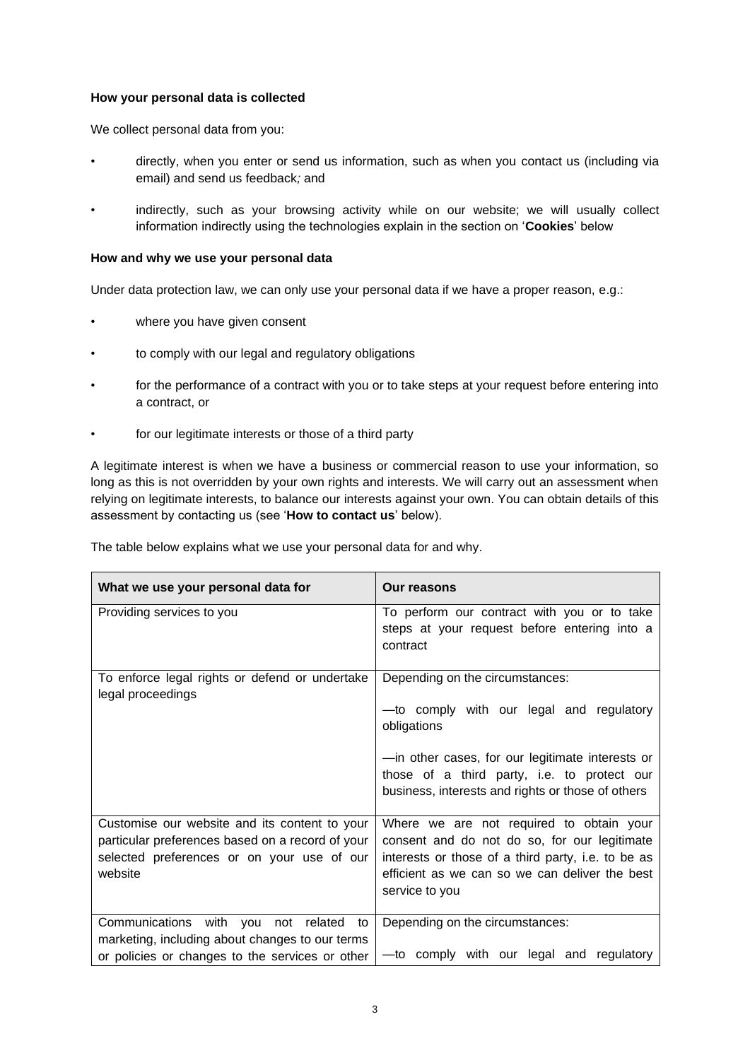**How your personal data is collected**

We collect personal data from you:

- directly, when you enter or send us information, such as when you contact us (including via email) and send us feedback*;* and
- indirectly, such as your browsing activity while on our website; we will usually collect information indirectly using the technologies explain in the section on '**Cookies**' below

**How and why we use your personal data**

Under data protection law, we can only use your personal data if we have a proper reason, e.g.:

- where you have given consent
- to comply with our legal and regulatory obligations
- for the performance of a contract with you or to take steps at your request before entering into a contract, or
- for our legitimate interests or those of a third party

A legitimate interest is when we have a business or commercial reason to use your information, so long as this is not overridden by your own rights and interests. We will carry out an assessment when relying on legitimate interests, to balance our interests against your own. You can obtain details of this assessment by contacting us (see '**How to contact us**' below).

The table below explains what we use your personal data for and why.

| What we use your personal data for | Our reasons |
|---|---|
| Providing services to you | To perform our contract with you or to take steps at your request before entering into a contract |
| To enforce legal rights or defend or undertake legal proceedings | Depending on the circumstances:<br><br>—to comply with our legal and regulatory obligations<br><br>—in other cases, for our legitimate interests or those of a third party, i.e. to protect our business, interests and rights or those of others |
| Customise our website and its content to your particular preferences based on a record of your selected preferences or on your use of our website | Where we are not required to obtain your consent and do not do so, for our legitimate interests or those of a third party, i.e. to be as efficient as we can so we can deliver the best service to you |
| Communications with you not related to marketing, including about changes to our terms or policies or changes to the services or other | Depending on the circumstances:<br><br>—to comply with our legal and regulatory |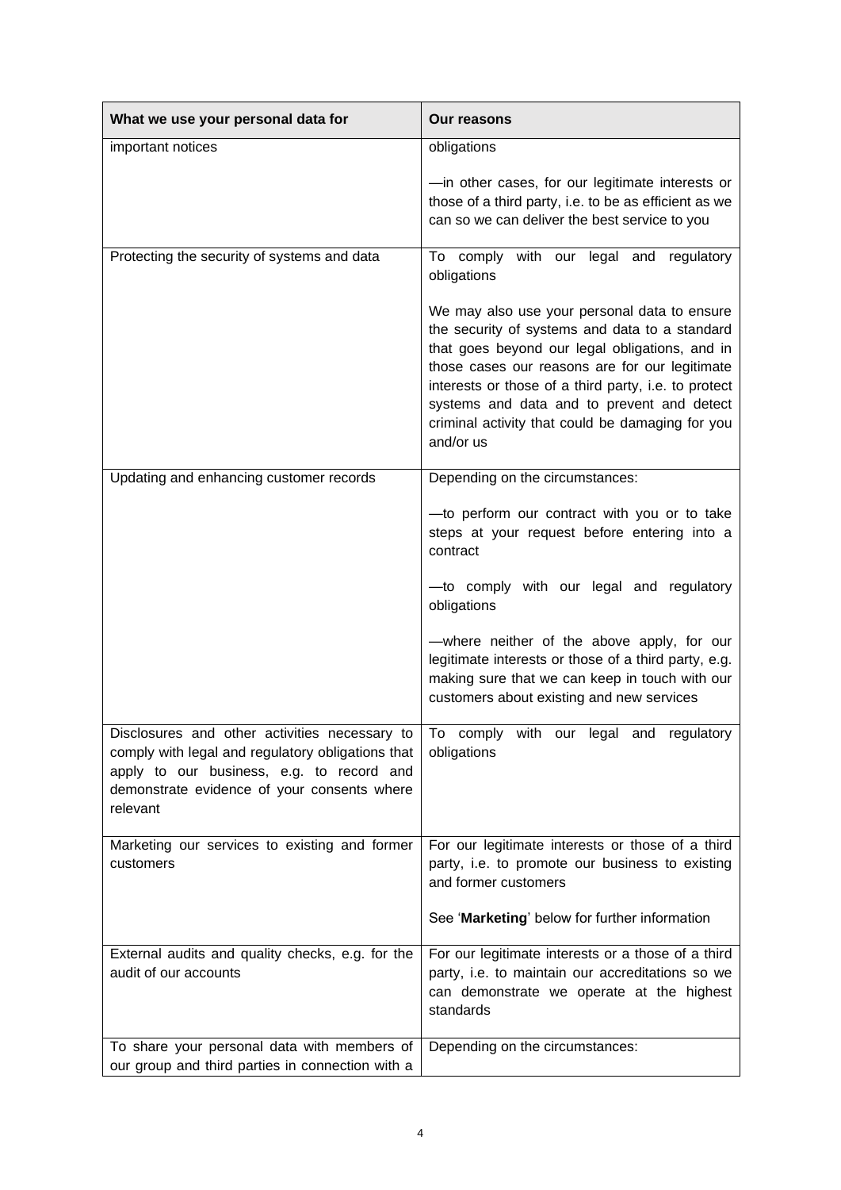| What we use your personal data for | Our reasons |
| --- | --- |
| important notices | obligations<br><br>—in other cases, for our legitimate interests or those of a third party, i.e. to be as efficient as we can so we can deliver the best service to you |
| Protecting the security of systems and data | To comply with our legal and regulatory obligations<br><br>We may also use your personal data to ensure the security of systems and data to a standard that goes beyond our legal obligations, and in those cases our reasons are for our legitimate interests or those of a third party, i.e. to protect systems and data and to prevent and detect criminal activity that could be damaging for you and/or us |
| Updating and enhancing customer records | Depending on the circumstances:<br><br>—to perform our contract with you or to take steps at your request before entering into a contract<br><br>—to comply with our legal and regulatory obligations<br><br>—where neither of the above apply, for our legitimate interests or those of a third party, e.g. making sure that we can keep in touch with our customers about existing and new services |
| Disclosures and other activities necessary to comply with legal and regulatory obligations that apply to our business, e.g. to record and demonstrate evidence of your consents where relevant | To comply with our legal and regulatory obligations |
| Marketing our services to existing and former customers | For our legitimate interests or those of a third party, i.e. to promote our business to existing and former customers<br><br>See '**Marketing**' below for further information |
| External audits and quality checks, e.g. for the audit of our accounts | For our legitimate interests or a those of a third party, i.e. to maintain our accreditations so we can demonstrate we operate at the highest standards |
| To share your personal data with members of our group and third parties in connection with a | Depending on the circumstances: |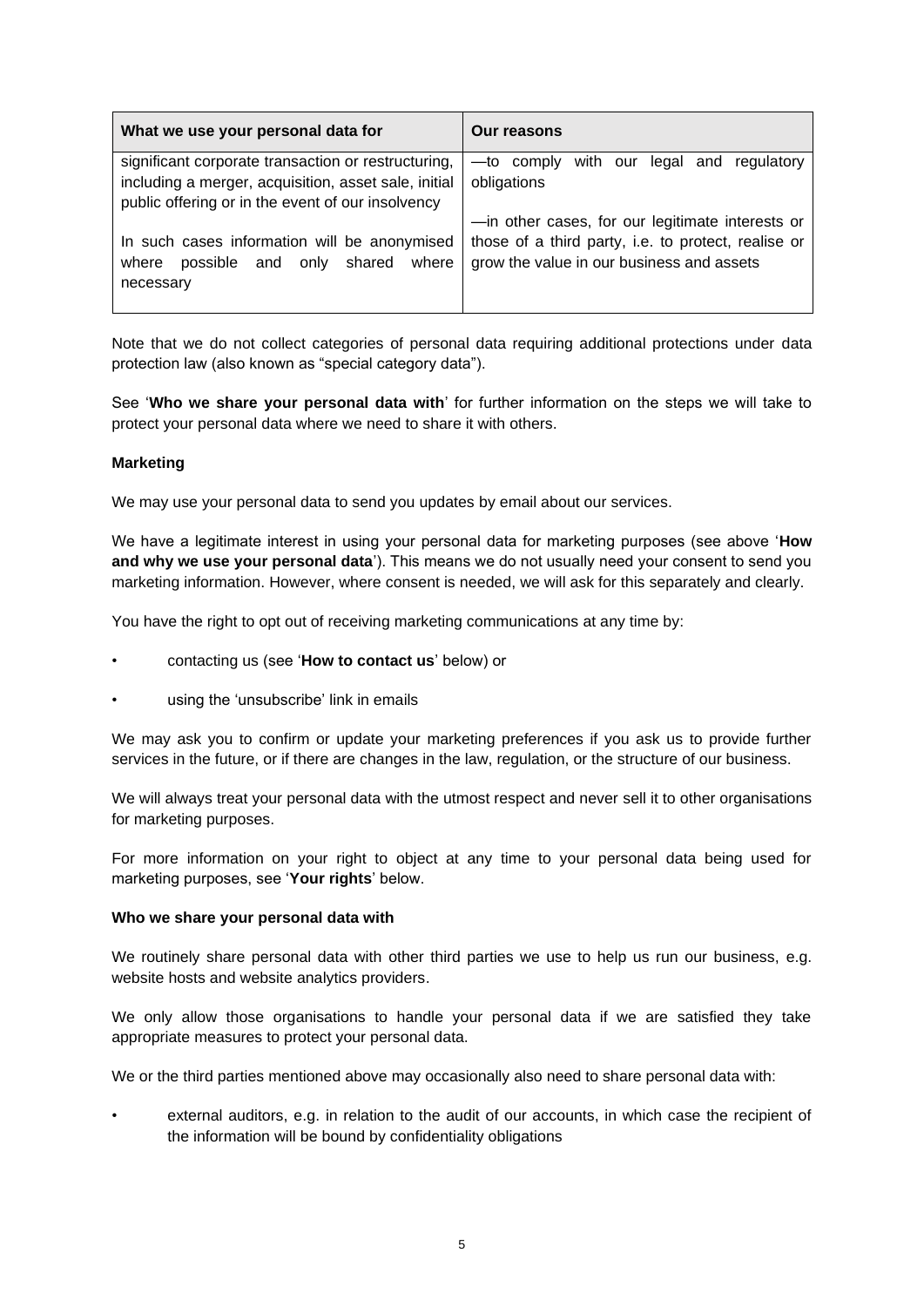| What we use your personal data for | Our reasons |
| --- | --- |
| significant corporate transaction or restructuring, including a merger, acquisition, asset sale, initial public offering or in the event of our insolvency<br><br>In such cases information will be anonymised where possible and only shared where necessary | —to comply with our legal and regulatory obligations<br><br>—in other cases, for our legitimate interests or those of a third party, i.e. to protect, realise or grow the value in our business and assets |

Note that we do not collect categories of personal data requiring additional protections under data protection law (also known as "special category data").

See '**Who we share your personal data with**' for further information on the steps we will take to protect your personal data where we need to share it with others.

**Marketing**

We may use your personal data to send you updates by email about our services.

We have a legitimate interest in using your personal data for marketing purposes (see above '**How and why we use your personal data**'). This means we do not usually need your consent to send you marketing information. However, where consent is needed, we will ask for this separately and clearly.

You have the right to opt out of receiving marketing communications at any time by:

- contacting us (see '**How to contact us**' below) or
- using the 'unsubscribe' link in emails

We may ask you to confirm or update your marketing preferences if you ask us to provide further services in the future, or if there are changes in the law, regulation, or the structure of our business.

We will always treat your personal data with the utmost respect and never sell it to other organisations for marketing purposes.

For more information on your right to object at any time to your personal data being used for marketing purposes, see '**Your rights**' below.

**Who we share your personal data with**

We routinely share personal data with other third parties we use to help us run our business, e.g. website hosts and website analytics providers.

We only allow those organisations to handle your personal data if we are satisfied they take appropriate measures to protect your personal data.

We or the third parties mentioned above may occasionally also need to share personal data with:

- external auditors, e.g. in relation to the audit of our accounts, in which case the recipient of the information will be bound by confidentiality obligations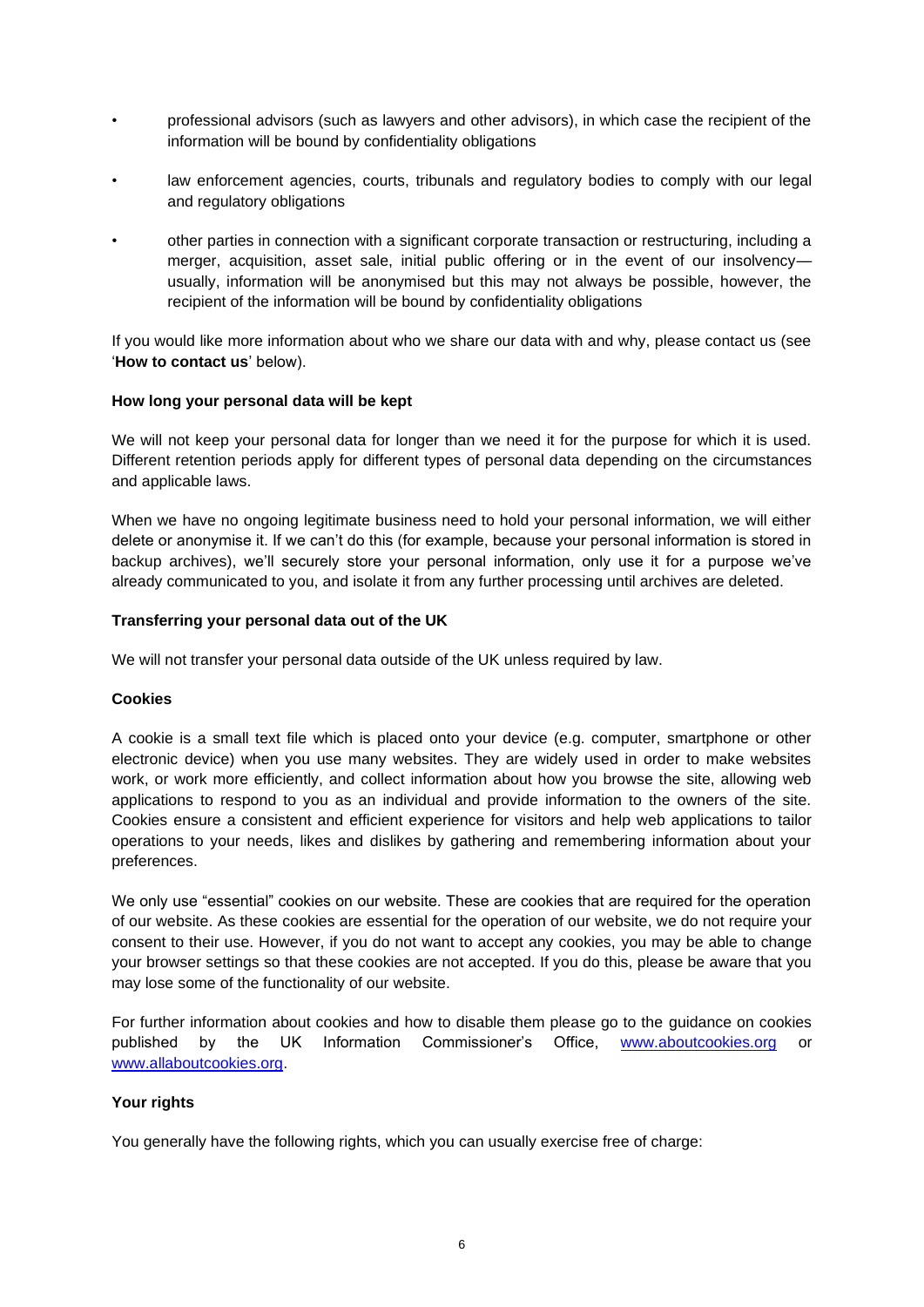- professional advisors (such as lawyers and other advisors), in which case the recipient of the information will be bound by confidentiality obligations
- law enforcement agencies, courts, tribunals and regulatory bodies to comply with our legal and regulatory obligations
- other parties in connection with a significant corporate transaction or restructuring, including a merger, acquisition, asset sale, initial public offering or in the event of our insolvency—usually, information will be anonymised but this may not always be possible, however, the recipient of the information will be bound by confidentiality obligations

If you would like more information about who we share our data with and why, please contact us (see '**How to contact us**' below).

**How long your personal data will be kept**

We will not keep your personal data for longer than we need it for the purpose for which it is used. Different retention periods apply for different types of personal data depending on the circumstances and applicable laws.

When we have no ongoing legitimate business need to hold your personal information, we will either delete or anonymise it. If we can't do this (for example, because your personal information is stored in backup archives), we'll securely store your personal information, only use it for a purpose we've already communicated to you, and isolate it from any further processing until archives are deleted.

**Transferring your personal data out of the UK**

We will not transfer your personal data outside of the UK unless required by law.

**Cookies**

A cookie is a small text file which is placed onto your device (e.g. computer, smartphone or other electronic device) when you use many websites. They are widely used in order to make websites work, or work more efficiently, and collect information about how you browse the site, allowing web applications to respond to you as an individual and provide information to the owners of the site. Cookies ensure a consistent and efficient experience for visitors and help web applications to tailor operations to your needs, likes and dislikes by gathering and remembering information about your preferences.

We only use "essential" cookies on our website. These are cookies that are required for the operation of our website. As these cookies are essential for the operation of our website, we do not require your consent to their use. However, if you do not want to accept any cookies, you may be able to change your browser settings so that these cookies are not accepted. If you do this, please be aware that you may lose some of the functionality of our website.

For further information about cookies and how to disable them please go to the guidance on cookies published by the UK Information Commissioner's Office, [www.aboutcookies.org](http://www.aboutcookies.org) or [www.allaboutcookies.org](http://www.allaboutcookies.org).

**Your rights**

You generally have the following rights, which you can usually exercise free of charge: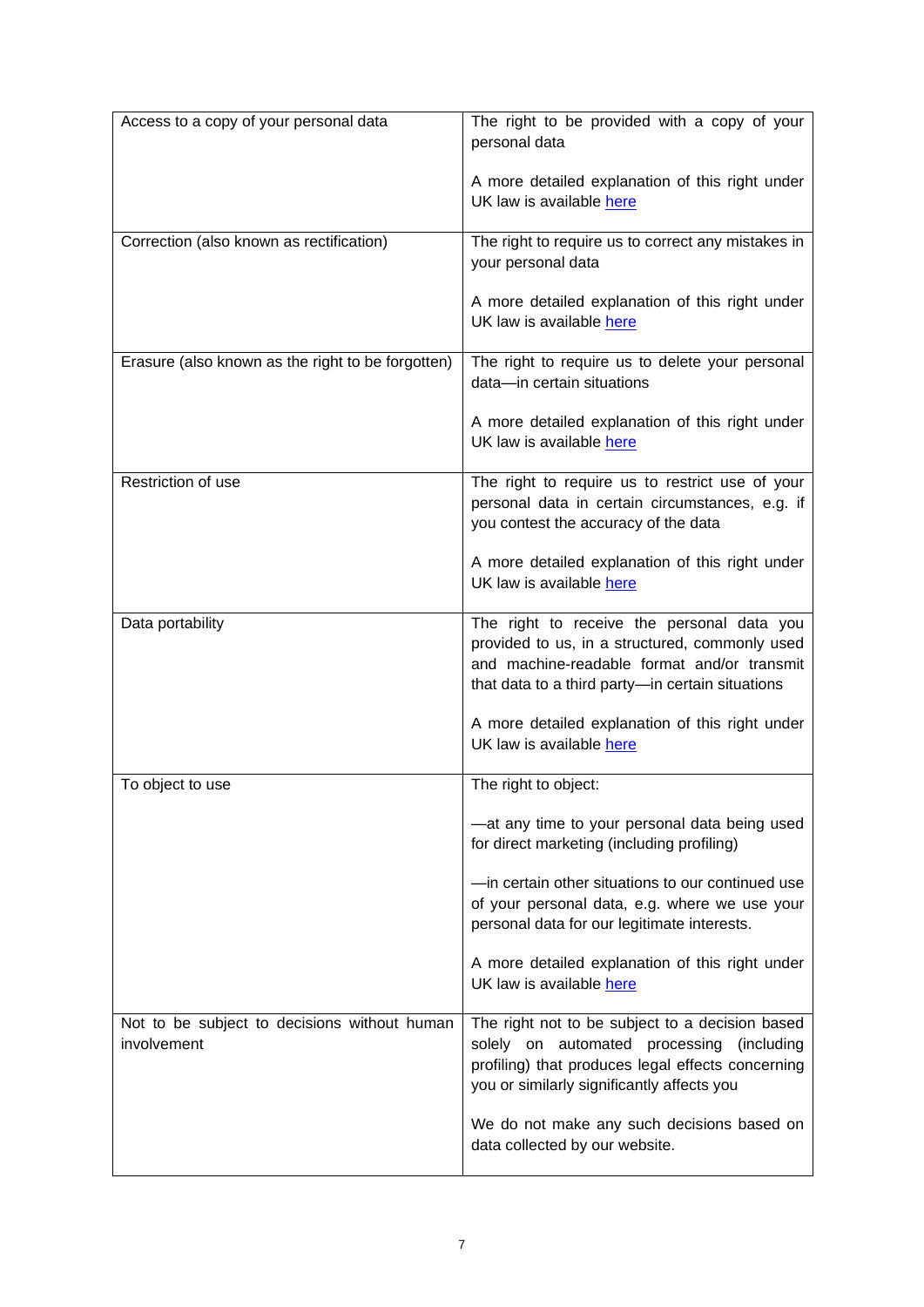| | |
|---|---|
| Access to a copy of your personal data | The right to be provided with a copy of your personal data<br><br>A more detailed explanation of this right under UK law is available here |
| Correction (also known as rectification) | The right to require us to correct any mistakes in your personal data<br><br>A more detailed explanation of this right under UK law is available here |
| Erasure (also known as the right to be forgotten) | The right to require us to delete your personal data—in certain situations<br><br>A more detailed explanation of this right under UK law is available here |
| Restriction of use | The right to require us to restrict use of your personal data in certain circumstances, e.g. if you contest the accuracy of the data<br><br>A more detailed explanation of this right under UK law is available here |
| Data portability | The right to receive the personal data you provided to us, in a structured, commonly used and machine-readable format and/or transmit that data to a third party—in certain situations<br><br>A more detailed explanation of this right under UK law is available here |
| To object to use | The right to object:<br><br>—at any time to your personal data being used for direct marketing (including profiling)<br><br>—in certain other situations to our continued use of your personal data, e.g. where we use your personal data for our legitimate interests.<br><br>A more detailed explanation of this right under UK law is available here |
| Not to be subject to decisions without human involvement | The right not to be subject to a decision based solely on automated processing (including profiling) that produces legal effects concerning you or similarly significantly affects you<br><br>We do not make any such decisions based on data collected by our website. |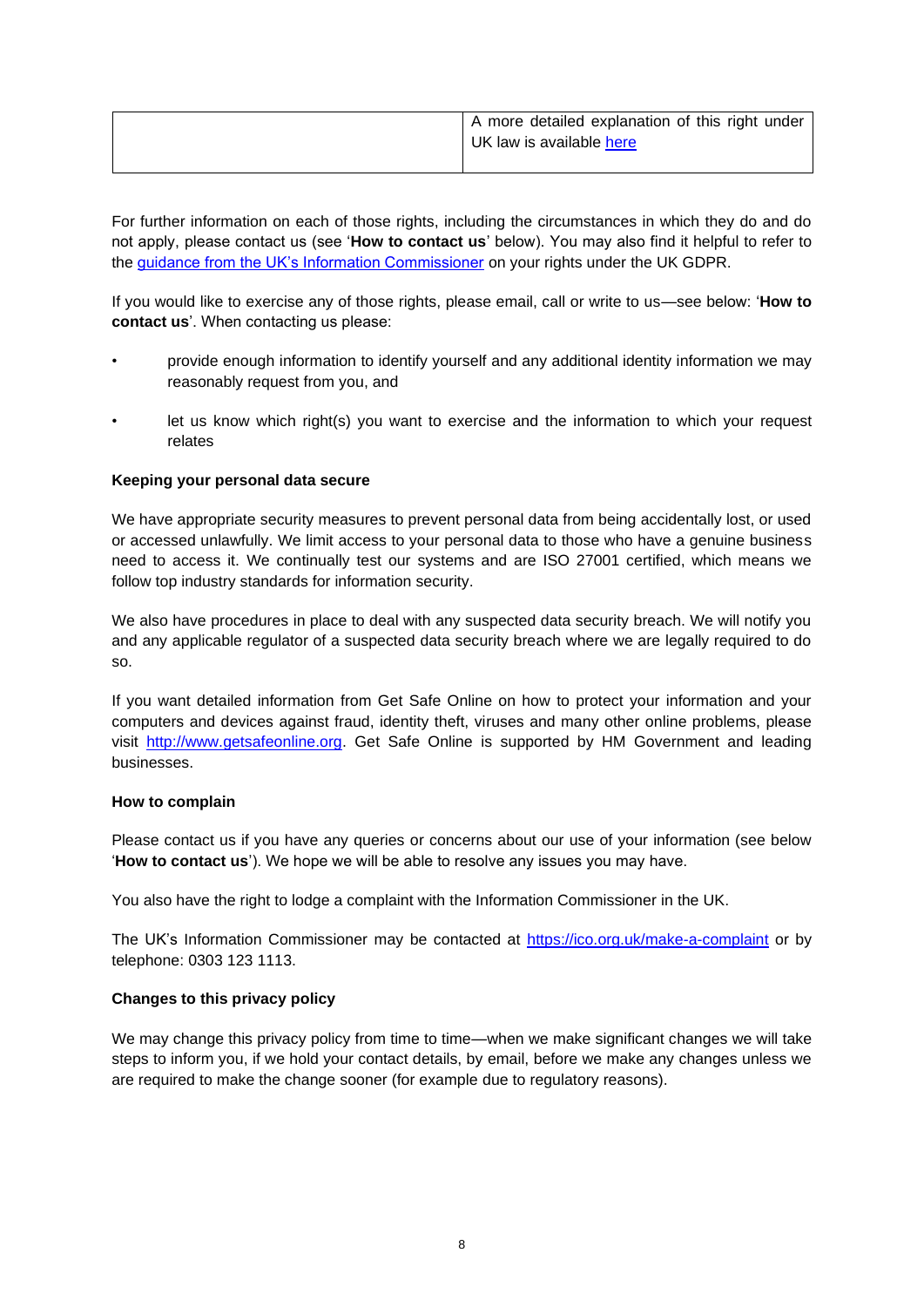|  | A more detailed explanation of this right under UK law is available [here]() |
| --- | --- |

For further information on each of those rights, including the circumstances in which they do and do not apply, please contact us (see '**How to contact us**' below). You may also find it helpful to refer to the [guidance from the UK's Information Commissioner]() on your rights under the UK GDPR.

If you would like to exercise any of those rights, please email, call or write to us—see below: '**How to contact us**'. When contacting us please:

- provide enough information to identify yourself and any additional identity information we may reasonably request from you, and
- let us know which right(s) you want to exercise and the information to which your request relates

**Keeping your personal data secure**

We have appropriate security measures to prevent personal data from being accidentally lost, or used or accessed unlawfully. We limit access to your personal data to those who have a genuine business need to access it. We continually test our systems and are ISO 27001 certified, which means we follow top industry standards for information security.

We also have procedures in place to deal with any suspected data security breach. We will notify you and any applicable regulator of a suspected data security breach where we are legally required to do so.

If you want detailed information from Get Safe Online on how to protect your information and your computers and devices against fraud, identity theft, viruses and many other online problems, please visit [http://www.getsafeonline.org](http://www.getsafeonline.org). Get Safe Online is supported by HM Government and leading businesses.

**How to complain**

Please contact us if you have any queries or concerns about our use of your information (see below '**How to contact us**'). We hope we will be able to resolve any issues you may have.

You also have the right to lodge a complaint with the Information Commissioner in the UK.

The UK's Information Commissioner may be contacted at [https://ico.org.uk/make-a-complaint](https://ico.org.uk/make-a-complaint) or by telephone: 0303 123 1113.

**Changes to this privacy policy**

We may change this privacy policy from time to time—when we make significant changes we will take steps to inform you, if we hold your contact details, by email, before we make any changes unless we are required to make the change sooner (for example due to regulatory reasons).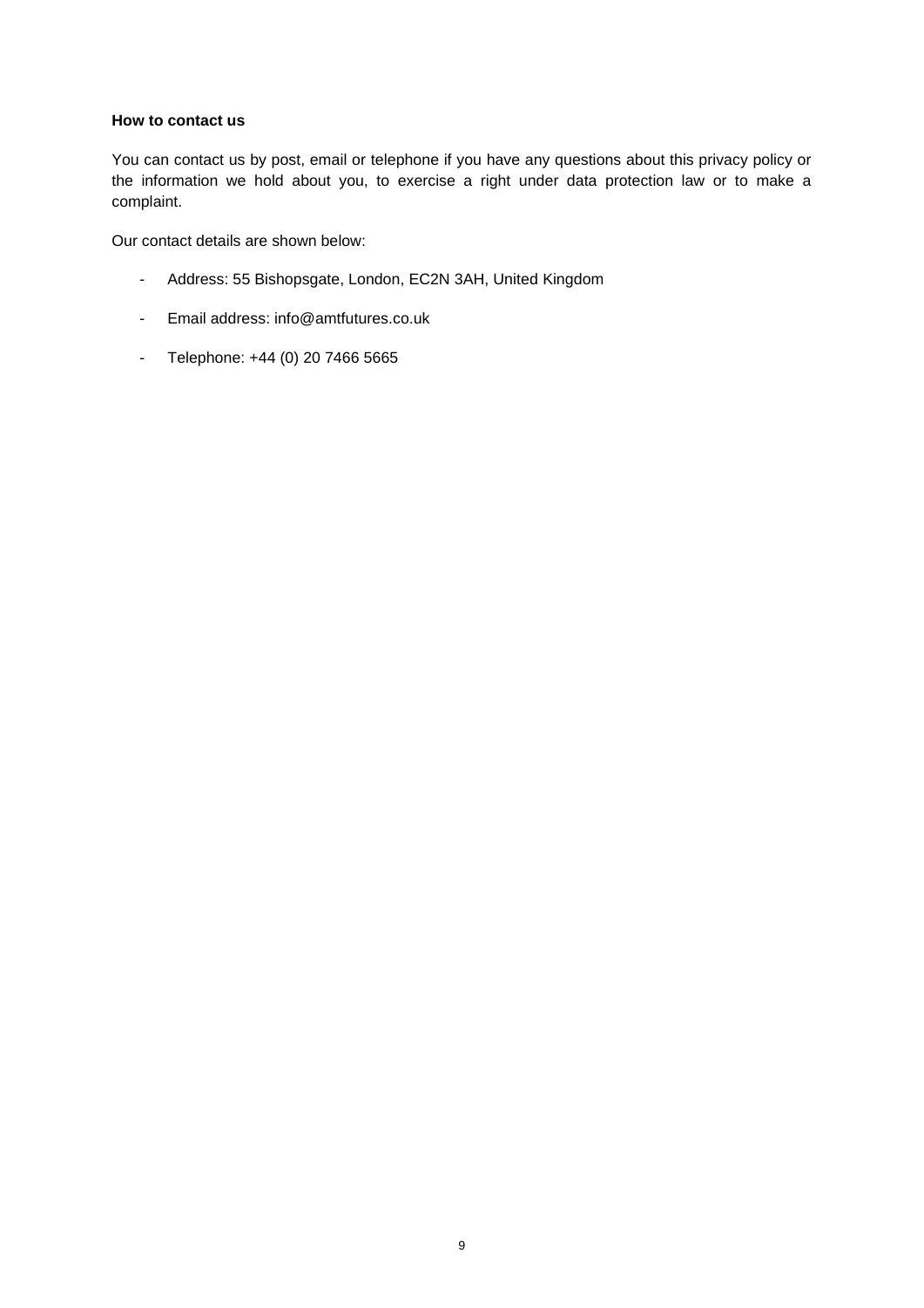**How to contact us**

You can contact us by post, email or telephone if you have any questions about this privacy policy or the information we hold about you, to exercise a right under data protection law or to make a complaint.

Our contact details are shown below:

- Address: 55 Bishopsgate, London, EC2N 3AH, United Kingdom
- Email address: info@amtfutures.co.uk
- Telephone: +44 (0) 20 7466 5665